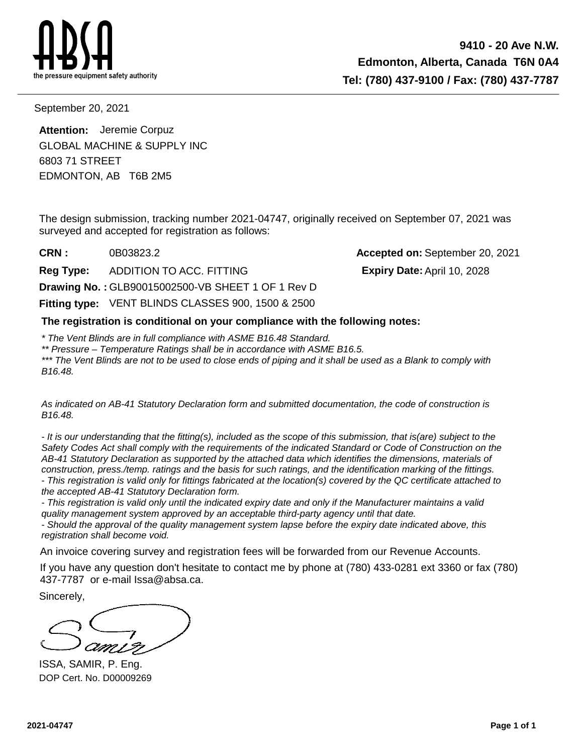**ABSA**
the pressure equipment safety authority

**9410 - 20 Ave N.W.**
**Edmonton, Alberta, Canada T6N 0A4**
**Tel: (780) 437-9100 / Fax: (780) 437-7787**

September 20, 2021

**Attention:** Jeremie Corpuz
GLOBAL MACHINE & SUPPLY INC
6803 71 STREET
EDMONTON, AB T6B 2M5

The design submission, tracking number 2021-04747, originally received on September 07, 2021 was surveyed and accepted for registration as follows:

**CRN :** 0B03823.2 **Accepted on:** September 20, 2021

**Reg Type:** ADDITION TO ACC. FITTING **Expiry Date:** April 10, 2028

**Drawing No. :** GLB90015002500-VB SHEET 1 OF 1 Rev D

**Fitting type:** VENT BLINDS CLASSES 900, 1500 & 2500

**The registration is conditional on your compliance with the following notes:**

*\* The Vent Blinds are in full compliance with ASME B16.48 Standard.*
*\*\* Pressure – Temperature Ratings shall be in accordance with ASME B16.5.*
*\*\*\* The Vent Blinds are not to be used to close ends of piping and it shall be used as a Blank to comply with B16.48.*

*As indicated on AB-41 Statutory Declaration form and submitted documentation, the code of construction is B16.48.*

*- It is our understanding that the fitting(s), included as the scope of this submission, that is(are) subject to the Safety Codes Act shall comply with the requirements of the indicated Standard or Code of Construction on the AB-41 Statutory Declaration as supported by the attached data which identifies the dimensions, materials of construction, press./temp. ratings and the basis for such ratings, and the identification marking of the fittings.*
*- This registration is valid only for fittings fabricated at the location(s) covered by the QC certificate attached to the accepted AB-41 Statutory Declaration form.*
*- This registration is valid only until the indicated expiry date and only if the Manufacturer maintains a valid quality management system approved by an acceptable third-party agency until that date.*
*- Should the approval of the quality management system lapse before the expiry date indicated above, this registration shall become void.*

An invoice covering survey and registration fees will be forwarded from our Revenue Accounts.

If you have any question don't hesitate to contact me by phone at (780) 433-0281 ext 3360 or fax (780) 437-7787 or e-mail Issa@absa.ca.

Sincerely,

Samir

ISSA, SAMIR, P. Eng.
DOP Cert. No. D00009269

2021-04747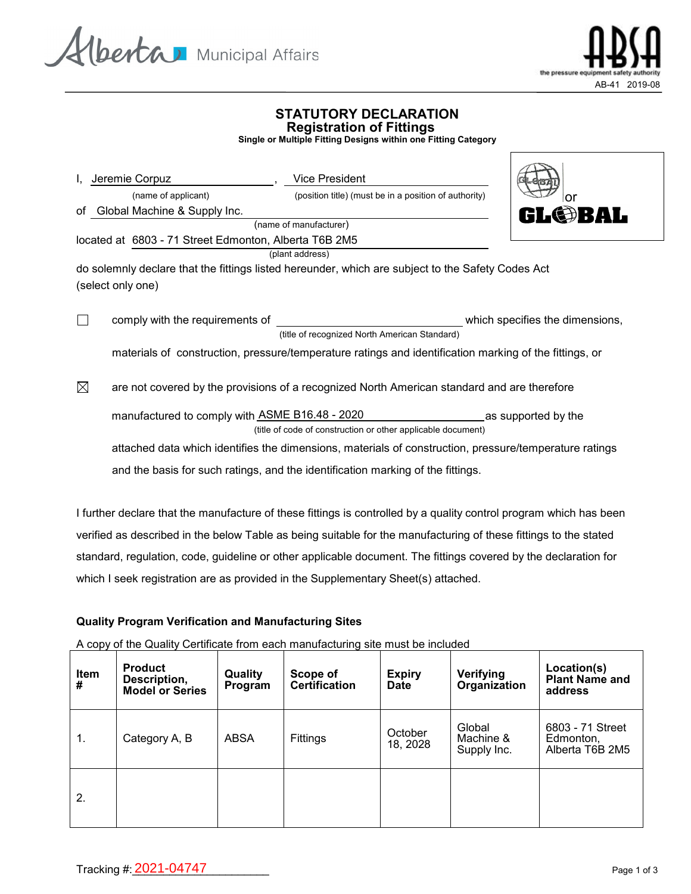Alberta Municipal Affairs

ABSA the pressure equipment safety authority

AB-41 2019-08

# STATUTORY DECLARATION

## Registration of Fittings

**Single or Multiple Fitting Designs within one Fitting Category**

I, Jeremie Corpuz, Vice President
(name of applicant) (position title) (must be in a position of authority)

of Global Machine & Supply Inc.
(name of manufacturer)

located at 6803 - 71 Street Edmonton, Alberta T6B 2M5
(plant address)

GLOBAL or GLOBAL

do solemnly declare that the fittings listed hereunder, which are subject to the Safety Codes Act (select only one)

☐ comply with the requirements of ______________________ (title of recognized North American Standard) which specifies the dimensions, materials of construction, pressure/temperature ratings and identification marking of the fittings, or

☒ are not covered by the provisions of a recognized North American standard and are therefore manufactured to comply with ASME B16.48 - 2020 (title of code of construction or other applicable document) as supported by the attached data which identifies the dimensions, materials of construction, pressure/temperature ratings and the basis for such ratings, and the identification marking of the fittings.

I further declare that the manufacture of these fittings is controlled by a quality control program which has been verified as described in the below Table as being suitable for the manufacturing of these fittings to the stated standard, regulation, code, guideline or other applicable document. The fittings covered by the declaration for which I seek registration are as provided in the Supplementary Sheet(s) attached.

**Quality Program Verification and Manufacturing Sites**

A copy of the Quality Certificate from each manufacturing site must be included

| Item # | Product Description, Model or Series | Quality Program | Scope of Certification | Expiry Date | Verifying Organization | Location(s) Plant Name and address |
|---|---|---|---|---|---|---|
| 1. | Category A, B | ABSA | Fittings | October 18, 2028 | Global Machine & Supply Inc. | 6803 - 71 Street Edmonton, Alberta T6B 2M5 |
| 2. | | | | | | |

Tracking #: 2021-04747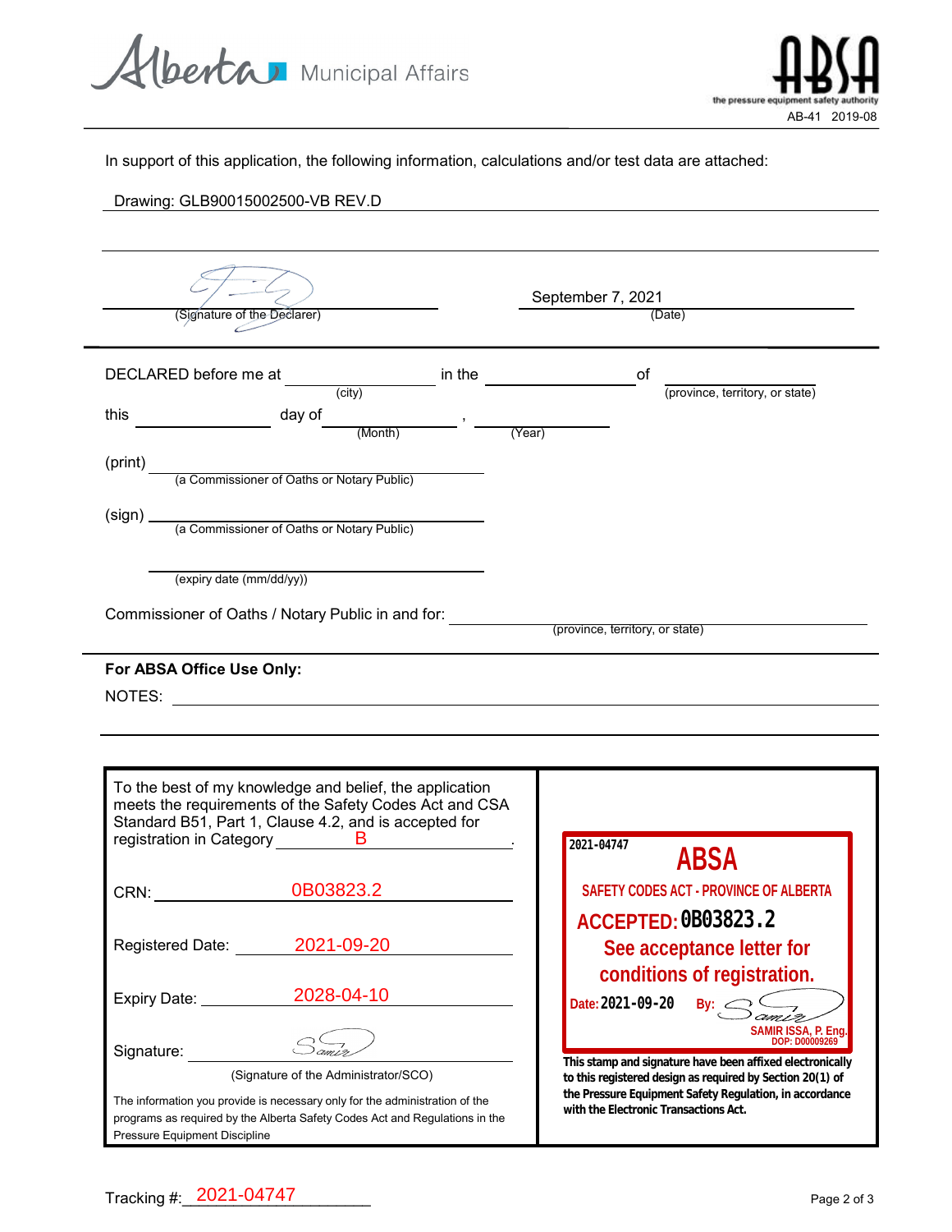In support of this application, the following information, calculations and/or test data are attached:

Drawing: GLB90015002500-VB REV.D

(Signature of the Declarer)

September 7, 2021
(Date)

DECLARED before me at ________ (city) in the ________ of ________ (province, territory, or state)

this ________ day of ________ (Month), ________ (Year)

(print) ________ (a Commissioner of Oaths or Notary Public)

(sign) ________ (a Commissioner of Oaths or Notary Public)

________ (expiry date (mm/dd/yy))

Commissioner of Oaths / Notary Public in and for: ________ (province, territory, or state)

**For ABSA Office Use Only:**

NOTES: ________

To the best of my knowledge and belief, the application meets the requirements of the Safety Codes Act and CSA Standard B51, Part 1, Clause 4.2, and is accepted for registration in Category B.

CRN: 0B03823.2

Registered Date: 2021-09-20

Expiry Date: 2028-04-10

Signature: ________
(Signature of the Administrator/SCO)

The information you provide is necessary only for the administration of the programs as required by the Alberta Safety Codes Act and Regulations in the Pressure Equipment Discipline

2021-04747
**ABSA**
**SAFETY CODES ACT - PROVINCE OF ALBERTA**
**ACCEPTED: 0B03823.2**
**See acceptance letter for conditions of registration.**
**Date: 2021-09-20 By:**
**SAMIR ISSA, P. Eng.**
**DOP: D00009269**

**This stamp and signature have been affixed electronically to this registered design as required by Section 20(1) of the Pressure Equipment Safety Regulation, in accordance with the Electronic Transactions Act.**

Tracking #: 2021-04747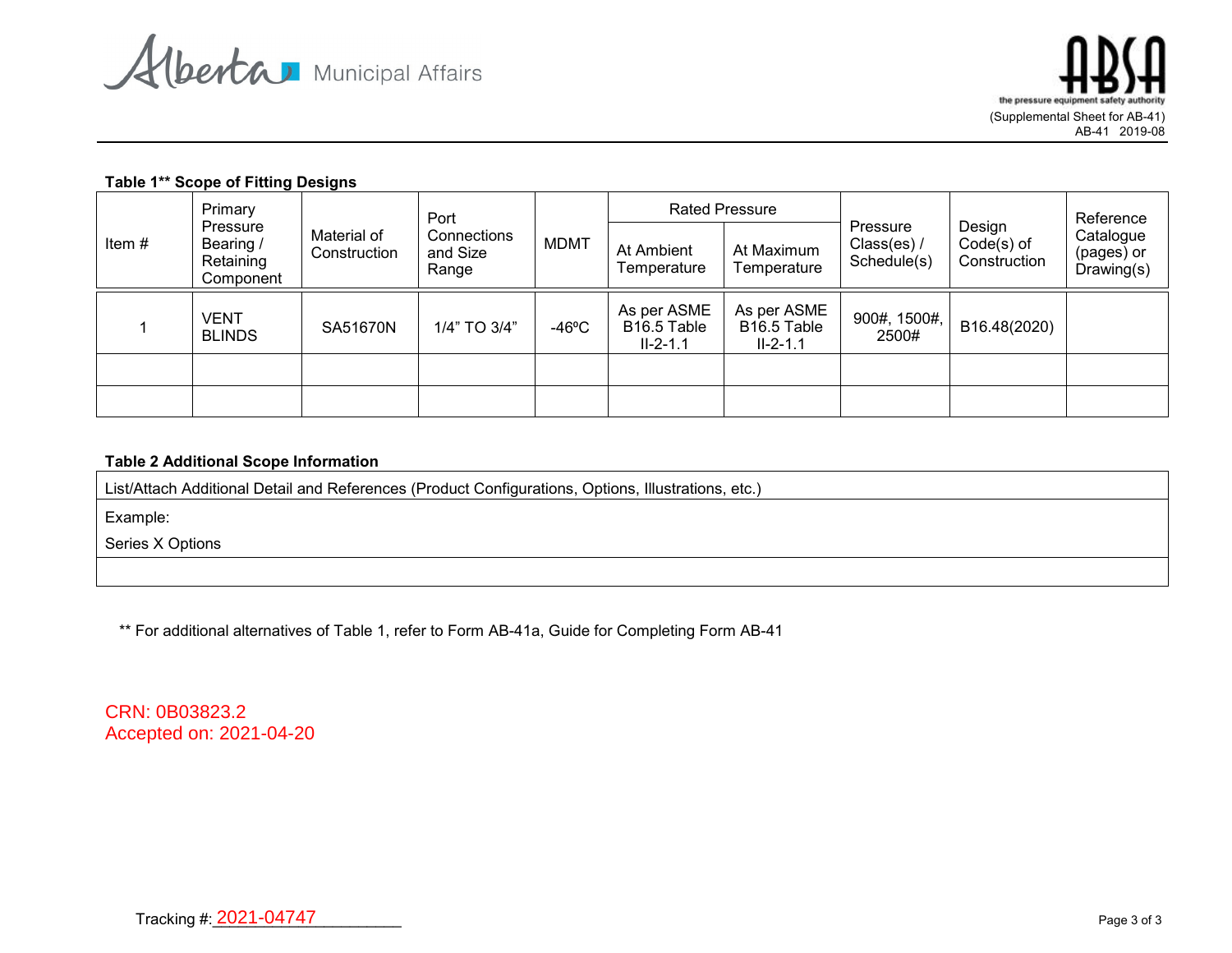Alberta Municipal Affairs

ABSA the pressure equipment safety authority

(Supplemental Sheet for AB-41)
AB-41 2019-08

**Table 1** Scope of Fitting Designs**

| Item # | Primary Pressure Bearing / Retaining Component | Material of Construction | Port Connections and Size Range | MDMT | Rated Pressure | | Pressure Class(es) / Schedule(s) | Design Code(s) of Construction | Reference Catalogue (pages) or Drawing(s) |
|---|---|---|---|---|---|---|---|---|---|
| | | | | | At Ambient Temperature | At Maximum Temperature | | | |
| 1 | VENT BLINDS | SA51670N | 1/4" TO 3/4" | -46ºC | As per ASME B16.5 Table II-2-1.1 | As per ASME B16.5 Table II-2-1.1 | 900#, 1500#, 2500# | B16.48(2020) | |
| | | | | | | | | | |
| | | | | | | | | | |

**Table 2 Additional Scope Information**

| List/Attach Additional Detail and References (Product Configurations, Options, Illustrations, etc.) |
|---|
| Example:<br>Series X Options |
| |

** For additional alternatives of Table 1, refer to Form AB-41a, Guide for Completing Form AB-41

CRN: 0B03823.2
Accepted on: 2021-04-20

Tracking #: 2021-04747